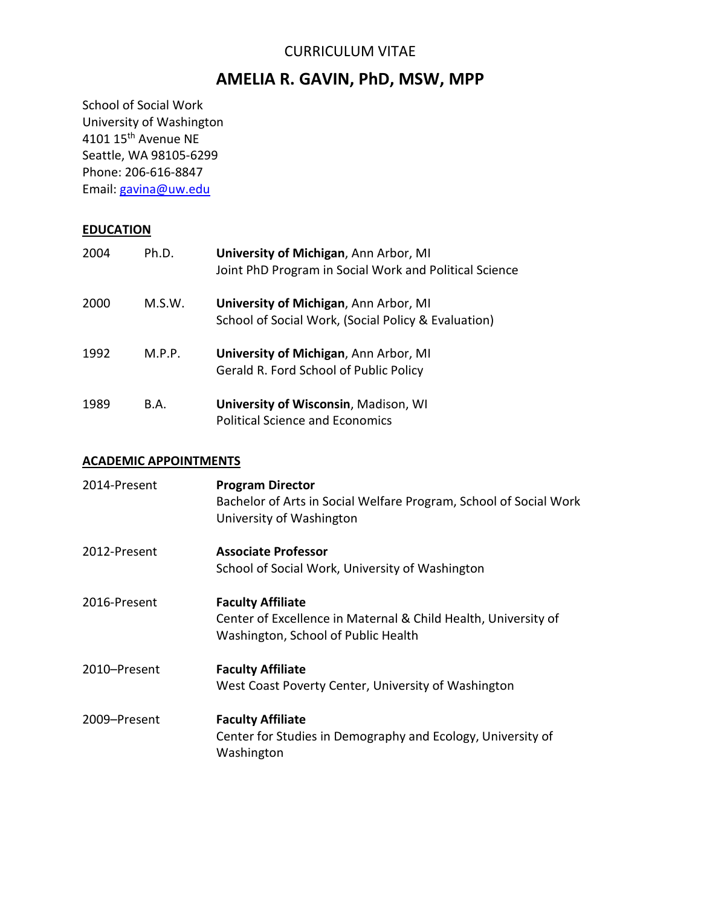CURRICULUM VITAE

# AMELIA R. GAVIN, PhD, MSW, MPP

School of Social Work
University of Washington
4101 15th Avenue NE
Seattle, WA 98105-6299
Phone: 206-616-8847
Email: gavina@uw.edu

## EDUCATION

| | | |
|---|---|---|
| 2004 | Ph.D. | **University of Michigan**, Ann Arbor, MI<br>Joint PhD Program in Social Work and Political Science |
| 2000 | M.S.W. | **University of Michigan**, Ann Arbor, MI<br>School of Social Work, (Social Policy & Evaluation) |
| 1992 | M.P.P. | **University of Michigan**, Ann Arbor, MI<br>Gerald R. Ford School of Public Policy |
| 1989 | B.A. | **University of Wisconsin**, Madison, WI<br>Political Science and Economics |

## ACADEMIC APPOINTMENTS

| | |
|---|---|
| 2014-Present | **Program Director**<br>Bachelor of Arts in Social Welfare Program, School of Social Work<br>University of Washington |
| 2012-Present | **Associate Professor**<br>School of Social Work, University of Washington |
| 2016-Present | **Faculty Affiliate**<br>Center of Excellence in Maternal & Child Health, University of Washington, School of Public Health |
| 2010–Present | **Faculty Affiliate**<br>West Coast Poverty Center, University of Washington |
| 2009–Present | **Faculty Affiliate**<br>Center for Studies in Demography and Ecology, University of Washington |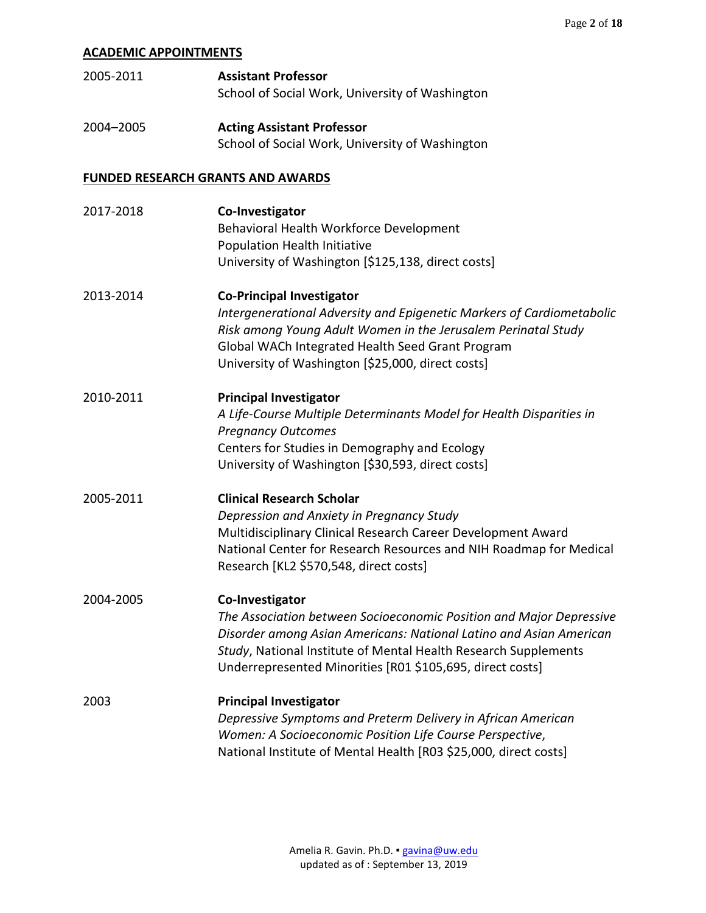## ACADEMIC APPOINTMENTS

2005-2011 **Assistant Professor**
School of Social Work, University of Washington

2004–2005 **Acting Assistant Professor**
School of Social Work, University of Washington

## FUNDED RESEARCH GRANTS AND AWARDS

2017-2018 **Co-Investigator**
Behavioral Health Workforce Development
Population Health Initiative
University of Washington [$125,138, direct costs]

2013-2014 **Co-Principal Investigator**
*Intergenerational Adversity and Epigenetic Markers of Cardiometabolic Risk among Young Adult Women in the Jerusalem Perinatal Study*
Global WACh Integrated Health Seed Grant Program
University of Washington [$25,000, direct costs]

2010-2011 **Principal Investigator**
*A Life-Course Multiple Determinants Model for Health Disparities in Pregnancy Outcomes*
Centers for Studies in Demography and Ecology
University of Washington [$30,593, direct costs]

2005-2011 **Clinical Research Scholar**
*Depression and Anxiety in Pregnancy Study*
Multidisciplinary Clinical Research Career Development Award
National Center for Research Resources and NIH Roadmap for Medical Research [KL2 $570,548, direct costs]

2004-2005 **Co-Investigator**
*The Association between Socioeconomic Position and Major Depressive Disorder among Asian Americans: National Latino and Asian American Study*, National Institute of Mental Health Research Supplements Underrepresented Minorities [R01 $105,695, direct costs]

2003 **Principal Investigator**
*Depressive Symptoms and Preterm Delivery in African American Women: A Socioeconomic Position Life Course Perspective*,
National Institute of Mental Health [R03 $25,000, direct costs]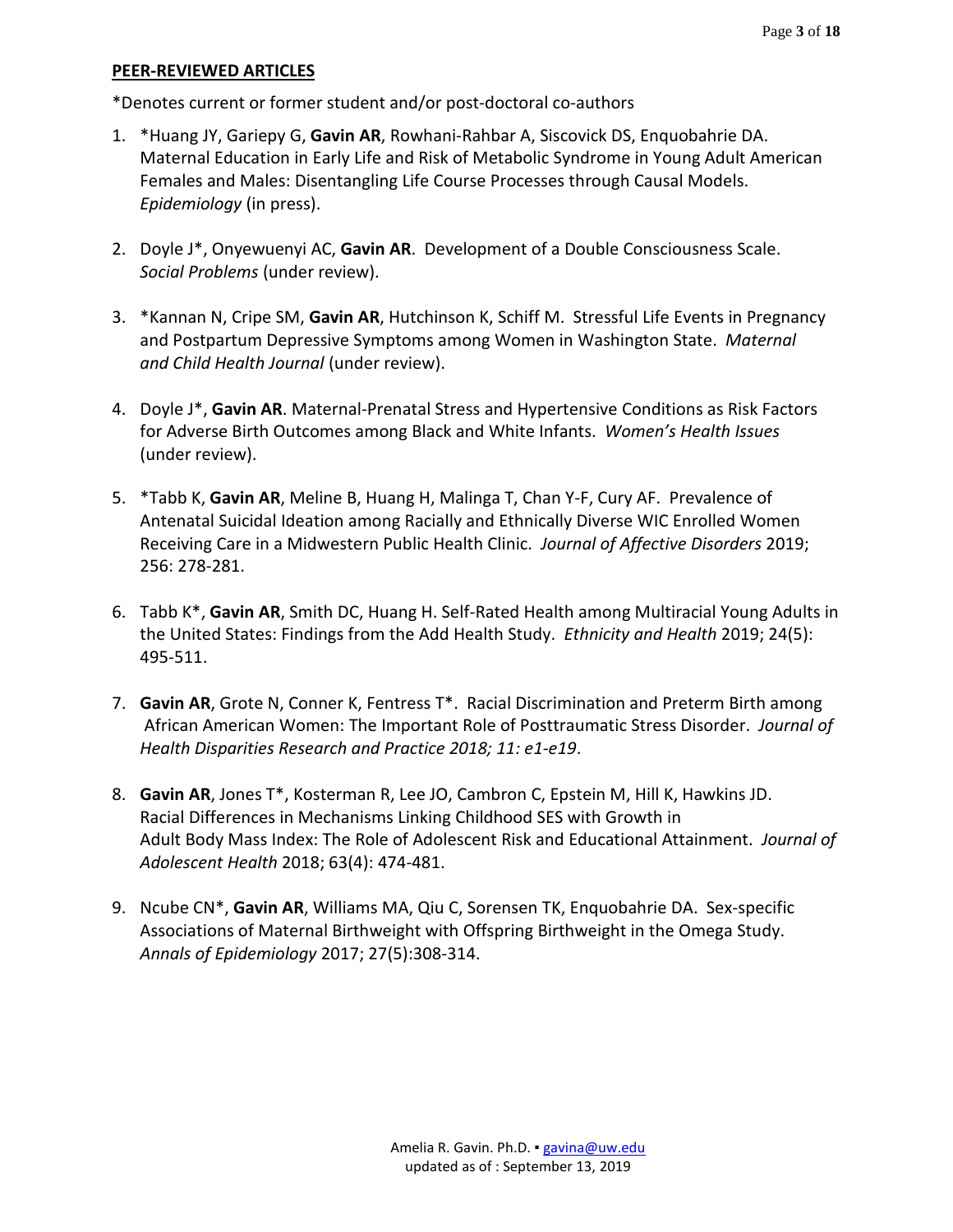**PEER-REVIEWED ARTICLES**

*Denotes current or former student and/or post-doctoral co-authors

1. *Huang JY, Gariepy G, **Gavin AR**, Rowhani-Rahbar A, Siscovick DS, Enquobahrie DA. Maternal Education in Early Life and Risk of Metabolic Syndrome in Young Adult American Females and Males: Disentangling Life Course Processes through Causal Models. *Epidemiology* (in press).

2. Doyle J*, Onyewuenyi AC, **Gavin AR**. Development of a Double Consciousness Scale. *Social Problems* (under review).

3. *Kannan N, Cripe SM, **Gavin AR**, Hutchinson K, Schiff M. Stressful Life Events in Pregnancy and Postpartum Depressive Symptoms among Women in Washington State. *Maternal and Child Health Journal* (under review).

4. Doyle J*, **Gavin AR**. Maternal-Prenatal Stress and Hypertensive Conditions as Risk Factors for Adverse Birth Outcomes among Black and White Infants. *Women's Health Issues* (under review).

5. *Tabb K, **Gavin AR**, Meline B, Huang H, Malinga T, Chan Y-F, Cury AF. Prevalence of Antenatal Suicidal Ideation among Racially and Ethnically Diverse WIC Enrolled Women Receiving Care in a Midwestern Public Health Clinic. *Journal of Affective Disorders* 2019; 256: 278-281.

6. Tabb K*, **Gavin AR**, Smith DC, Huang H. Self-Rated Health among Multiracial Young Adults in the United States: Findings from the Add Health Study. *Ethnicity and Health* 2019; 24(5): 495-511.

7. **Gavin AR**, Grote N, Conner K, Fentress T*. Racial Discrimination and Preterm Birth among African American Women: The Important Role of Posttraumatic Stress Disorder. *Journal of Health Disparities Research and Practice 2018; 11: e1-e19*.

8. **Gavin AR**, Jones T*, Kosterman R, Lee JO, Cambron C, Epstein M, Hill K, Hawkins JD. Racial Differences in Mechanisms Linking Childhood SES with Growth in Adult Body Mass Index: The Role of Adolescent Risk and Educational Attainment. *Journal of Adolescent Health* 2018; 63(4): 474-481.

9. Ncube CN*, **Gavin AR**, Williams MA, Qiu C, Sorensen TK, Enquobahrie DA. Sex-specific Associations of Maternal Birthweight with Offspring Birthweight in the Omega Study. *Annals of Epidemiology* 2017; 27(5):308-314.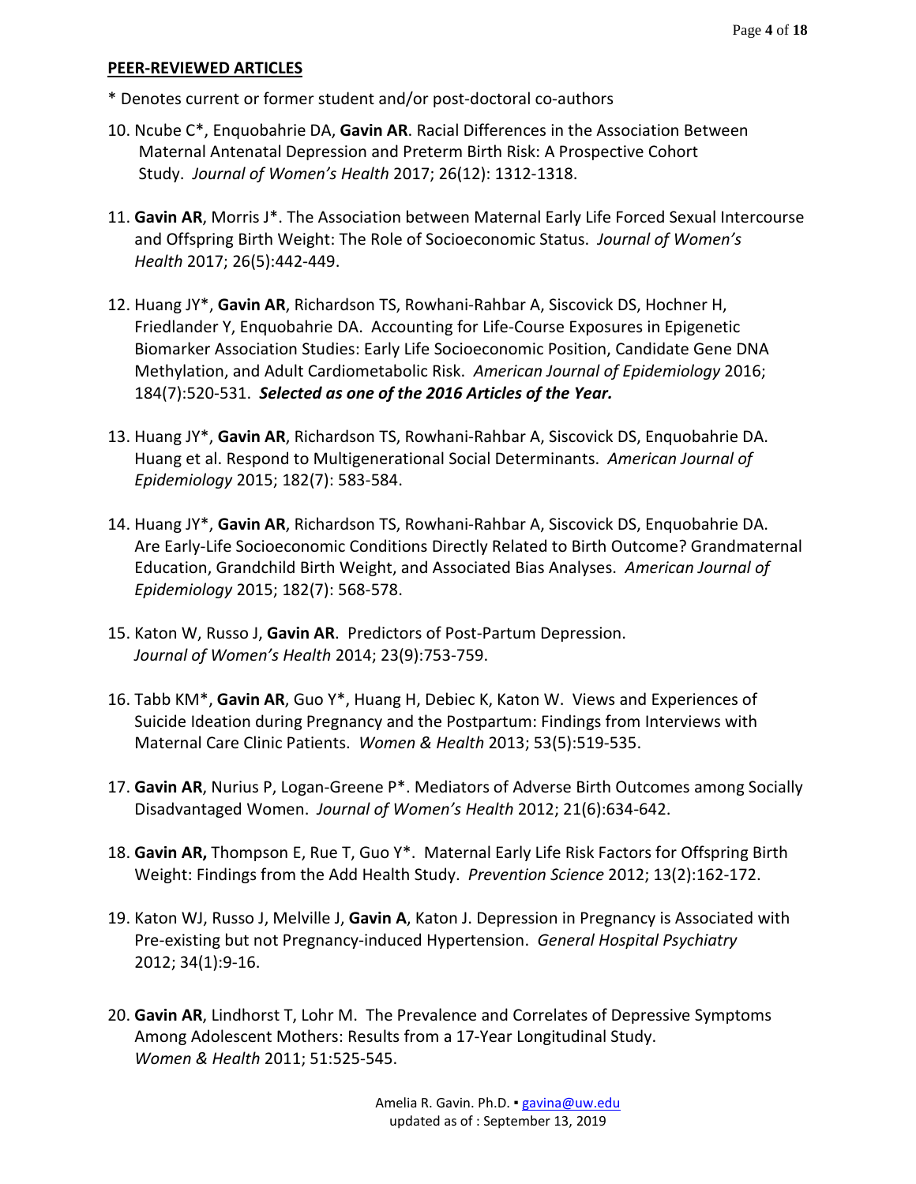**PEER-REVIEWED ARTICLES**

\* Denotes current or former student and/or post-doctoral co-authors

10. Ncube C*, Enquobahrie DA, **Gavin AR**. Racial Differences in the Association Between Maternal Antenatal Depression and Preterm Birth Risk: A Prospective Cohort Study. *Journal of Women's Health* 2017; 26(12): 1312-1318.

11. **Gavin AR**, Morris J*. The Association between Maternal Early Life Forced Sexual Intercourse and Offspring Birth Weight: The Role of Socioeconomic Status. *Journal of Women's Health* 2017; 26(5):442-449.

12. Huang JY*, **Gavin AR**, Richardson TS, Rowhani-Rahbar A, Siscovick DS, Hochner H, Friedlander Y, Enquobahrie DA. Accounting for Life-Course Exposures in Epigenetic Biomarker Association Studies: Early Life Socioeconomic Position, Candidate Gene DNA Methylation, and Adult Cardiometabolic Risk. *American Journal of Epidemiology* 2016; 184(7):520-531. ***Selected as one of the 2016 Articles of the Year.***

13. Huang JY*, **Gavin AR**, Richardson TS, Rowhani-Rahbar A, Siscovick DS, Enquobahrie DA. Huang et al. Respond to Multigenerational Social Determinants. *American Journal of Epidemiology* 2015; 182(7): 583-584.

14. Huang JY*, **Gavin AR**, Richardson TS, Rowhani-Rahbar A, Siscovick DS, Enquobahrie DA. Are Early-Life Socioeconomic Conditions Directly Related to Birth Outcome? Grandmaternal Education, Grandchild Birth Weight, and Associated Bias Analyses. *American Journal of Epidemiology* 2015; 182(7): 568-578.

15. Katon W, Russo J, **Gavin AR**. Predictors of Post-Partum Depression. *Journal of Women's Health* 2014; 23(9):753-759.

16. Tabb KM*, **Gavin AR**, Guo Y*, Huang H, Debiec K, Katon W. Views and Experiences of Suicide Ideation during Pregnancy and the Postpartum: Findings from Interviews with Maternal Care Clinic Patients. *Women & Health* 2013; 53(5):519-535.

17. **Gavin AR**, Nurius P, Logan-Greene P*. Mediators of Adverse Birth Outcomes among Socially Disadvantaged Women. *Journal of Women's Health* 2012; 21(6):634-642.

18. **Gavin AR,** Thompson E, Rue T, Guo Y*. Maternal Early Life Risk Factors for Offspring Birth Weight: Findings from the Add Health Study. *Prevention Science* 2012; 13(2):162-172.

19. Katon WJ, Russo J, Melville J, **Gavin A**, Katon J. Depression in Pregnancy is Associated with Pre-existing but not Pregnancy-induced Hypertension. *General Hospital Psychiatry* 2012; 34(1):9-16.

20. **Gavin AR**, Lindhorst T, Lohr M. The Prevalence and Correlates of Depressive Symptoms Among Adolescent Mothers: Results from a 17-Year Longitudinal Study. *Women & Health* 2011; 51:525-545.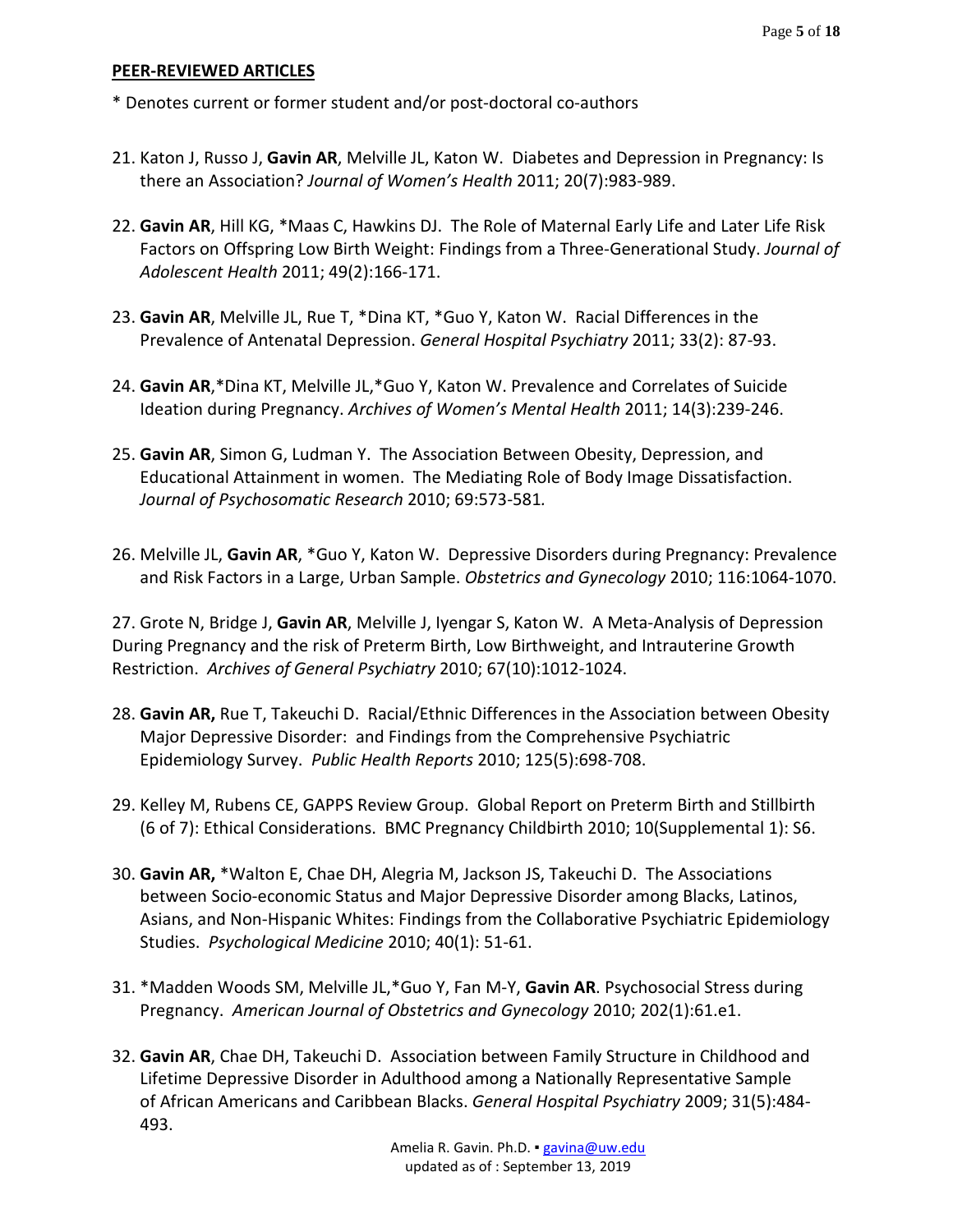## PEER-REVIEWED ARTICLES

* Denotes current or former student and/or post-doctoral co-authors

21. Katon J, Russo J, **Gavin AR**, Melville JL, Katon W. Diabetes and Depression in Pregnancy: Is there an Association? *Journal of Women's Health* 2011; 20(7):983-989.

22. **Gavin AR**, Hill KG, *Maas C, Hawkins DJ. The Role of Maternal Early Life and Later Life Risk Factors on Offspring Low Birth Weight: Findings from a Three-Generational Study. *Journal of Adolescent Health* 2011; 49(2):166-171.

23. **Gavin AR**, Melville JL, Rue T, *Dina KT, *Guo Y, Katon W. Racial Differences in the Prevalence of Antenatal Depression. *General Hospital Psychiatry* 2011; 33(2): 87-93.

24. **Gavin AR**,*Dina KT, Melville JL,*Guo Y, Katon W. Prevalence and Correlates of Suicide Ideation during Pregnancy. *Archives of Women's Mental Health* 2011; 14(3):239-246.

25. **Gavin AR**, Simon G, Ludman Y. The Association Between Obesity, Depression, and Educational Attainment in women. The Mediating Role of Body Image Dissatisfaction. *Journal of Psychosomatic Research* 2010; 69:573-581*.*

26. Melville JL, **Gavin AR**, *Guo Y, Katon W. Depressive Disorders during Pregnancy: Prevalence and Risk Factors in a Large, Urban Sample. *Obstetrics and Gynecology* 2010; 116:1064-1070.

27. Grote N, Bridge J, **Gavin AR**, Melville J, Iyengar S, Katon W. A Meta-Analysis of Depression During Pregnancy and the risk of Preterm Birth, Low Birthweight, and Intrauterine Growth Restriction. *Archives of General Psychiatry* 2010; 67(10):1012-1024.

28. **Gavin AR,** Rue T, Takeuchi D. Racial/Ethnic Differences in the Association between Obesity Major Depressive Disorder: and Findings from the Comprehensive Psychiatric Epidemiology Survey. *Public Health Reports* 2010; 125(5):698-708.

29. Kelley M, Rubens CE, GAPPS Review Group. Global Report on Preterm Birth and Stillbirth (6 of 7): Ethical Considerations. BMC Pregnancy Childbirth 2010; 10(Supplemental 1): S6.

30. **Gavin AR,** *Walton E, Chae DH, Alegria M, Jackson JS, Takeuchi D. The Associations between Socio-economic Status and Major Depressive Disorder among Blacks, Latinos, Asians, and Non-Hispanic Whites: Findings from the Collaborative Psychiatric Epidemiology Studies. *Psychological Medicine* 2010; 40(1): 51-61.

31. *Madden Woods SM, Melville JL,*Guo Y, Fan M-Y, **Gavin AR**. Psychosocial Stress during Pregnancy. *American Journal of Obstetrics and Gynecology* 2010; 202(1):61.e1.

32. **Gavin AR**, Chae DH, Takeuchi D. Association between Family Structure in Childhood and Lifetime Depressive Disorder in Adulthood among a Nationally Representative Sample of African Americans and Caribbean Blacks. *General Hospital Psychiatry* 2009; 31(5):484-493.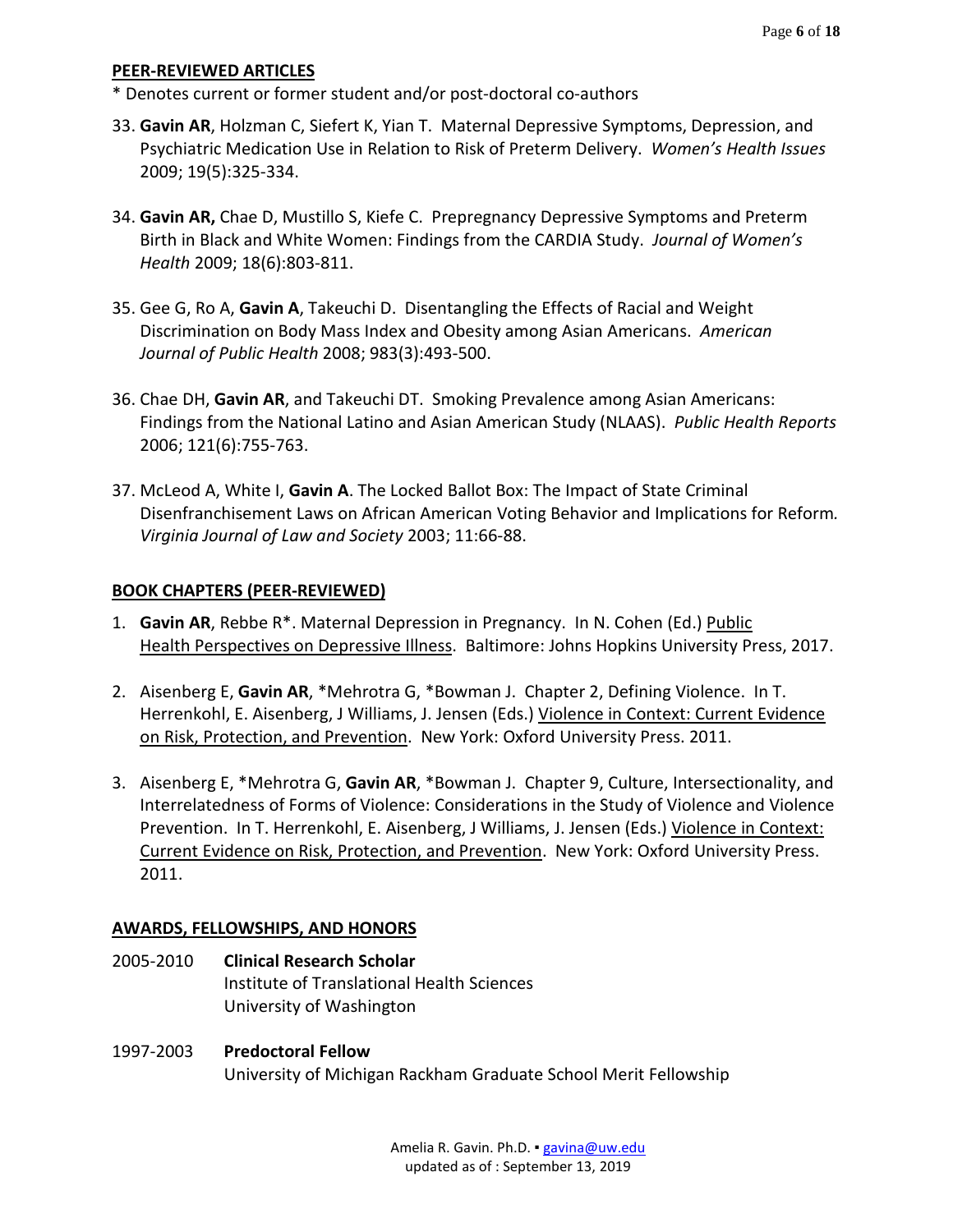## PEER-REVIEWED ARTICLES

* Denotes current or former student and/or post-doctoral co-authors

33. **Gavin AR**, Holzman C, Siefert K, Yian T. Maternal Depressive Symptoms, Depression, and Psychiatric Medication Use in Relation to Risk of Preterm Delivery. *Women's Health Issues* 2009; 19(5):325-334.

34. **Gavin AR,** Chae D, Mustillo S, Kiefe C. Prepregnancy Depressive Symptoms and Preterm Birth in Black and White Women: Findings from the CARDIA Study. *Journal of Women's Health* 2009; 18(6):803-811.

35. Gee G, Ro A, **Gavin A**, Takeuchi D. Disentangling the Effects of Racial and Weight Discrimination on Body Mass Index and Obesity among Asian Americans. *American Journal of Public Health* 2008; 983(3):493-500.

36. Chae DH, **Gavin AR**, and Takeuchi DT. Smoking Prevalence among Asian Americans: Findings from the National Latino and Asian American Study (NLAAS). *Public Health Reports* 2006; 121(6):755-763.

37. McLeod A, White I, **Gavin A**. The Locked Ballot Box: The Impact of State Criminal Disenfranchisement Laws on African American Voting Behavior and Implications for Reform. *Virginia Journal of Law and Society* 2003; 11:66-88.

## BOOK CHAPTERS (PEER-REVIEWED)

1. **Gavin AR**, Rebbe R*. Maternal Depression in Pregnancy. In N. Cohen (Ed.) Public Health Perspectives on Depressive Illness. Baltimore: Johns Hopkins University Press, 2017.

2. Aisenberg E, **Gavin AR**, *Mehrotra G, *Bowman J. Chapter 2, Defining Violence. In T. Herrenkohl, E. Aisenberg, J Williams, J. Jensen (Eds.) Violence in Context: Current Evidence on Risk, Protection, and Prevention. New York: Oxford University Press. 2011.

3. Aisenberg E, *Mehrotra G, **Gavin AR**, *Bowman J. Chapter 9, Culture, Intersectionality, and Interrelatedness of Forms of Violence: Considerations in the Study of Violence and Violence Prevention. In T. Herrenkohl, E. Aisenberg, J Williams, J. Jensen (Eds.) Violence in Context: Current Evidence on Risk, Protection, and Prevention. New York: Oxford University Press. 2011.

## AWARDS, FELLOWSHIPS, AND HONORS

2005-2010 **Clinical Research Scholar**
Institute of Translational Health Sciences
University of Washington

1997-2003 **Predoctoral Fellow**
University of Michigan Rackham Graduate School Merit Fellowship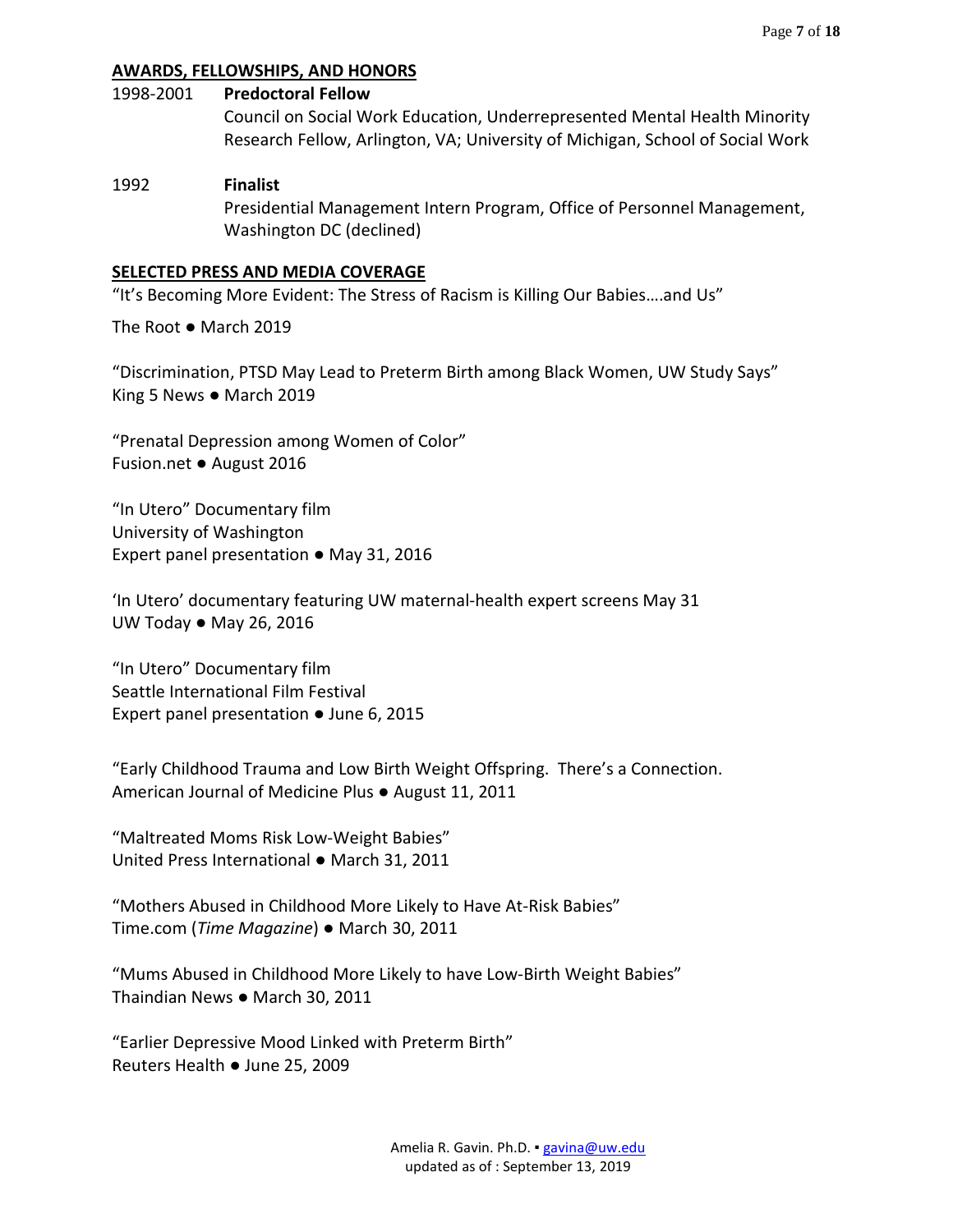## AWARDS, FELLOWSHIPS, AND HONORS

1998-2001 **Predoctoral Fellow**
Council on Social Work Education, Underrepresented Mental Health Minority Research Fellow, Arlington, VA; University of Michigan, School of Social Work

1992 **Finalist**
Presidential Management Intern Program, Office of Personnel Management, Washington DC (declined)

## SELECTED PRESS AND MEDIA COVERAGE

"It's Becoming More Evident: The Stress of Racism is Killing Our Babies….and Us"

The Root ● March 2019

"Discrimination, PTSD May Lead to Preterm Birth among Black Women, UW Study Says"
King 5 News ● March 2019

"Prenatal Depression among Women of Color"
Fusion.net ● August 2016

"In Utero" Documentary film
University of Washington
Expert panel presentation ● May 31, 2016

'In Utero' documentary featuring UW maternal-health expert screens May 31
UW Today ● May 26, 2016

"In Utero" Documentary film
Seattle International Film Festival
Expert panel presentation ● June 6, 2015

"Early Childhood Trauma and Low Birth Weight Offspring. There's a Connection.
American Journal of Medicine Plus ● August 11, 2011

"Maltreated Moms Risk Low-Weight Babies"
United Press International ● March 31, 2011

"Mothers Abused in Childhood More Likely to Have At-Risk Babies"
Time.com (*Time Magazine*) ● March 30, 2011

"Mums Abused in Childhood More Likely to have Low-Birth Weight Babies"
Thaindian News ● March 30, 2011

"Earlier Depressive Mood Linked with Preterm Birth"
Reuters Health ● June 25, 2009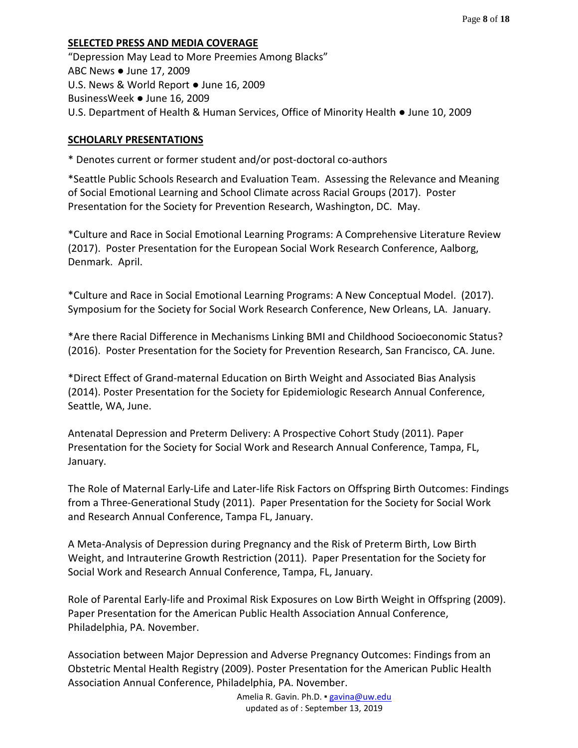## SELECTED PRESS AND MEDIA COVERAGE

"Depression May Lead to More Preemies Among Blacks"
ABC News ● June 17, 2009
U.S. News & World Report ● June 16, 2009
BusinessWeek ● June 16, 2009
U.S. Department of Health & Human Services, Office of Minority Health ● June 10, 2009

## SCHOLARLY PRESENTATIONS

* Denotes current or former student and/or post-doctoral co-authors

*Seattle Public Schools Research and Evaluation Team. Assessing the Relevance and Meaning of Social Emotional Learning and School Climate across Racial Groups (2017). Poster Presentation for the Society for Prevention Research, Washington, DC. May.

*Culture and Race in Social Emotional Learning Programs: A Comprehensive Literature Review (2017). Poster Presentation for the European Social Work Research Conference, Aalborg, Denmark. April.

*Culture and Race in Social Emotional Learning Programs: A New Conceptual Model. (2017). Symposium for the Society for Social Work Research Conference, New Orleans, LA. January.

*Are there Racial Difference in Mechanisms Linking BMI and Childhood Socioeconomic Status? (2016). Poster Presentation for the Society for Prevention Research, San Francisco, CA. June.

*Direct Effect of Grand-maternal Education on Birth Weight and Associated Bias Analysis (2014). Poster Presentation for the Society for Epidemiologic Research Annual Conference, Seattle, WA, June.

Antenatal Depression and Preterm Delivery: A Prospective Cohort Study (2011). Paper Presentation for the Society for Social Work and Research Annual Conference, Tampa, FL, January.

The Role of Maternal Early-Life and Later-life Risk Factors on Offspring Birth Outcomes: Findings from a Three-Generational Study (2011). Paper Presentation for the Society for Social Work and Research Annual Conference, Tampa FL, January.

A Meta-Analysis of Depression during Pregnancy and the Risk of Preterm Birth, Low Birth Weight, and Intrauterine Growth Restriction (2011). Paper Presentation for the Society for Social Work and Research Annual Conference, Tampa, FL, January.

Role of Parental Early-life and Proximal Risk Exposures on Low Birth Weight in Offspring (2009). Paper Presentation for the American Public Health Association Annual Conference, Philadelphia, PA. November.

Association between Major Depression and Adverse Pregnancy Outcomes: Findings from an Obstetric Mental Health Registry (2009). Poster Presentation for the American Public Health Association Annual Conference, Philadelphia, PA. November.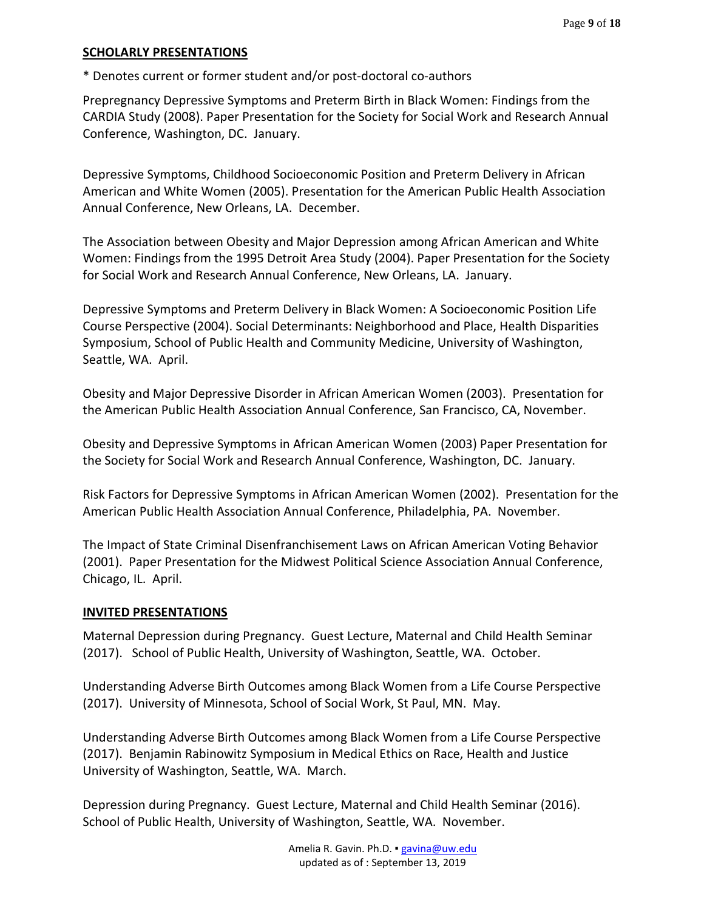## SCHOLARLY PRESENTATIONS

* Denotes current or former student and/or post-doctoral co-authors

Prepregnancy Depressive Symptoms and Preterm Birth in Black Women: Findings from the CARDIA Study (2008). Paper Presentation for the Society for Social Work and Research Annual Conference, Washington, DC. January.

Depressive Symptoms, Childhood Socioeconomic Position and Preterm Delivery in African American and White Women (2005). Presentation for the American Public Health Association Annual Conference, New Orleans, LA. December.

The Association between Obesity and Major Depression among African American and White Women: Findings from the 1995 Detroit Area Study (2004). Paper Presentation for the Society for Social Work and Research Annual Conference, New Orleans, LA. January.

Depressive Symptoms and Preterm Delivery in Black Women: A Socioeconomic Position Life Course Perspective (2004). Social Determinants: Neighborhood and Place, Health Disparities Symposium, School of Public Health and Community Medicine, University of Washington, Seattle, WA. April.

Obesity and Major Depressive Disorder in African American Women (2003). Presentation for the American Public Health Association Annual Conference, San Francisco, CA, November.

Obesity and Depressive Symptoms in African American Women (2003) Paper Presentation for the Society for Social Work and Research Annual Conference, Washington, DC. January.

Risk Factors for Depressive Symptoms in African American Women (2002). Presentation for the American Public Health Association Annual Conference, Philadelphia, PA. November.

The Impact of State Criminal Disenfranchisement Laws on African American Voting Behavior (2001). Paper Presentation for the Midwest Political Science Association Annual Conference, Chicago, IL. April.

## INVITED PRESENTATIONS

Maternal Depression during Pregnancy. Guest Lecture, Maternal and Child Health Seminar (2017). School of Public Health, University of Washington, Seattle, WA. October.

Understanding Adverse Birth Outcomes among Black Women from a Life Course Perspective (2017). University of Minnesota, School of Social Work, St Paul, MN. May.

Understanding Adverse Birth Outcomes among Black Women from a Life Course Perspective (2017). Benjamin Rabinowitz Symposium in Medical Ethics on Race, Health and Justice University of Washington, Seattle, WA. March.

Depression during Pregnancy. Guest Lecture, Maternal and Child Health Seminar (2016). School of Public Health, University of Washington, Seattle, WA. November.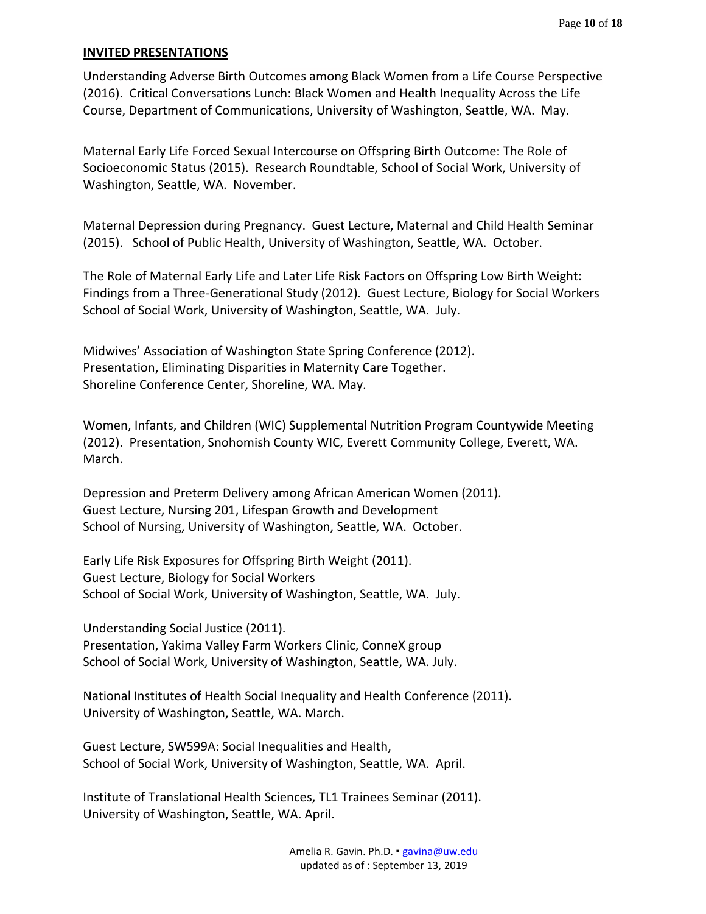## INVITED PRESENTATIONS

Understanding Adverse Birth Outcomes among Black Women from a Life Course Perspective (2016). Critical Conversations Lunch: Black Women and Health Inequality Across the Life Course, Department of Communications, University of Washington, Seattle, WA. May.

Maternal Early Life Forced Sexual Intercourse on Offspring Birth Outcome: The Role of Socioeconomic Status (2015). Research Roundtable, School of Social Work, University of Washington, Seattle, WA. November.

Maternal Depression during Pregnancy. Guest Lecture, Maternal and Child Health Seminar (2015). School of Public Health, University of Washington, Seattle, WA. October.

The Role of Maternal Early Life and Later Life Risk Factors on Offspring Low Birth Weight: Findings from a Three-Generational Study (2012). Guest Lecture, Biology for Social Workers School of Social Work, University of Washington, Seattle, WA. July.

Midwives' Association of Washington State Spring Conference (2012).
Presentation, Eliminating Disparities in Maternity Care Together.
Shoreline Conference Center, Shoreline, WA. May.

Women, Infants, and Children (WIC) Supplemental Nutrition Program Countywide Meeting (2012). Presentation, Snohomish County WIC, Everett Community College, Everett, WA. March.

Depression and Preterm Delivery among African American Women (2011).
Guest Lecture, Nursing 201, Lifespan Growth and Development
School of Nursing, University of Washington, Seattle, WA. October.

Early Life Risk Exposures for Offspring Birth Weight (2011).
Guest Lecture, Biology for Social Workers
School of Social Work, University of Washington, Seattle, WA. July.

Understanding Social Justice (2011).
Presentation, Yakima Valley Farm Workers Clinic, ConneX group
School of Social Work, University of Washington, Seattle, WA. July.

National Institutes of Health Social Inequality and Health Conference (2011).
University of Washington, Seattle, WA. March.

Guest Lecture, SW599A: Social Inequalities and Health,
School of Social Work, University of Washington, Seattle, WA. April.

Institute of Translational Health Sciences, TL1 Trainees Seminar (2011).
University of Washington, Seattle, WA. April.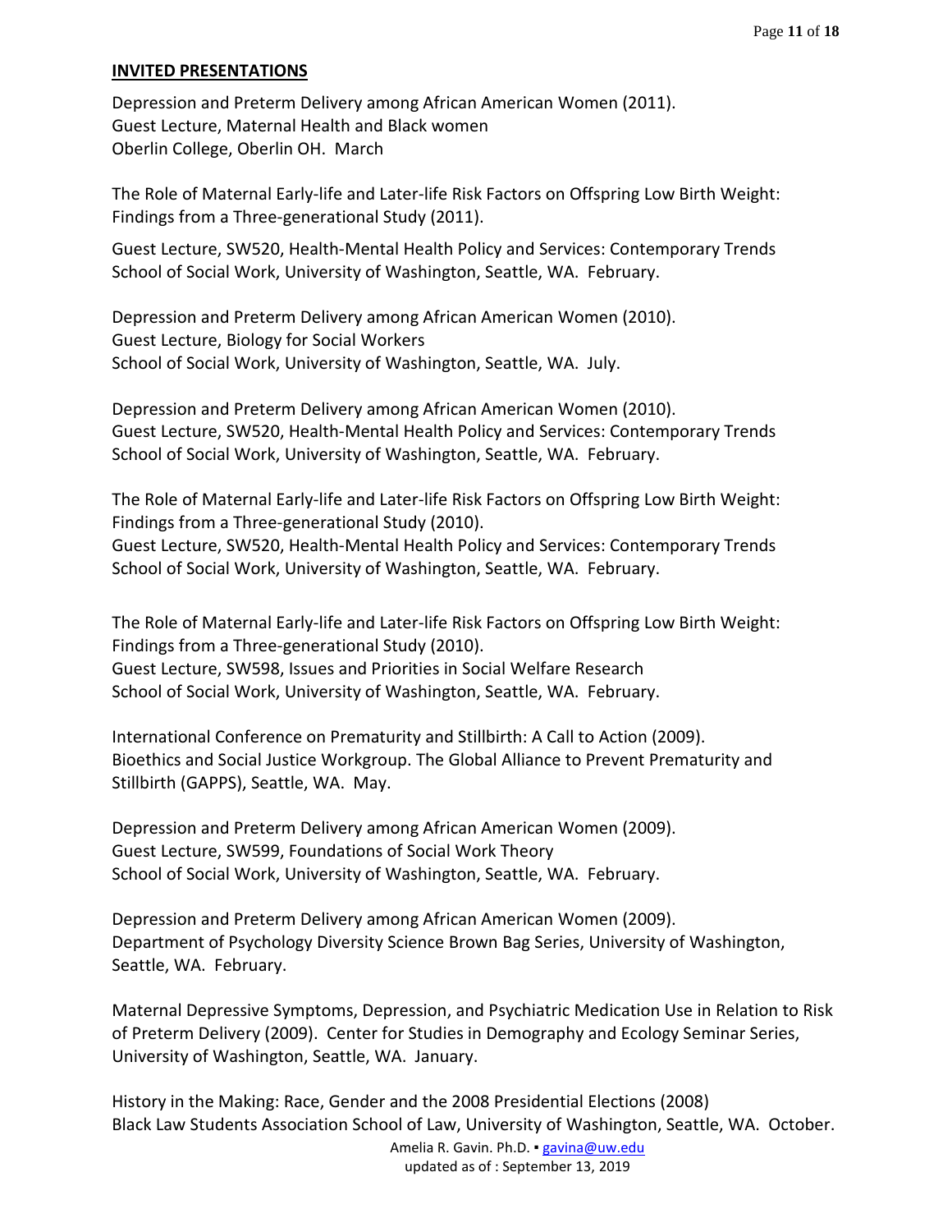**INVITED PRESENTATIONS**

Depression and Preterm Delivery among African American Women (2011).
Guest Lecture, Maternal Health and Black women
Oberlin College, Oberlin OH. March

The Role of Maternal Early-life and Later-life Risk Factors on Offspring Low Birth Weight: Findings from a Three-generational Study (2011).

Guest Lecture, SW520, Health-Mental Health Policy and Services: Contemporary Trends
School of Social Work, University of Washington, Seattle, WA. February.

Depression and Preterm Delivery among African American Women (2010).
Guest Lecture, Biology for Social Workers
School of Social Work, University of Washington, Seattle, WA. July.

Depression and Preterm Delivery among African American Women (2010).
Guest Lecture, SW520, Health-Mental Health Policy and Services: Contemporary Trends
School of Social Work, University of Washington, Seattle, WA. February.

The Role of Maternal Early-life and Later-life Risk Factors on Offspring Low Birth Weight: Findings from a Three-generational Study (2010).
Guest Lecture, SW520, Health-Mental Health Policy and Services: Contemporary Trends
School of Social Work, University of Washington, Seattle, WA. February.

The Role of Maternal Early-life and Later-life Risk Factors on Offspring Low Birth Weight: Findings from a Three-generational Study (2010).
Guest Lecture, SW598, Issues and Priorities in Social Welfare Research
School of Social Work, University of Washington, Seattle, WA. February.

International Conference on Prematurity and Stillbirth: A Call to Action (2009).
Bioethics and Social Justice Workgroup. The Global Alliance to Prevent Prematurity and Stillbirth (GAPPS), Seattle, WA. May.

Depression and Preterm Delivery among African American Women (2009).
Guest Lecture, SW599, Foundations of Social Work Theory
School of Social Work, University of Washington, Seattle, WA. February.

Depression and Preterm Delivery among African American Women (2009).
Department of Psychology Diversity Science Brown Bag Series, University of Washington, Seattle, WA. February.

Maternal Depressive Symptoms, Depression, and Psychiatric Medication Use in Relation to Risk of Preterm Delivery (2009). Center for Studies in Demography and Ecology Seminar Series, University of Washington, Seattle, WA. January.

History in the Making: Race, Gender and the 2008 Presidential Elections (2008)
Black Law Students Association School of Law, University of Washington, Seattle, WA. October.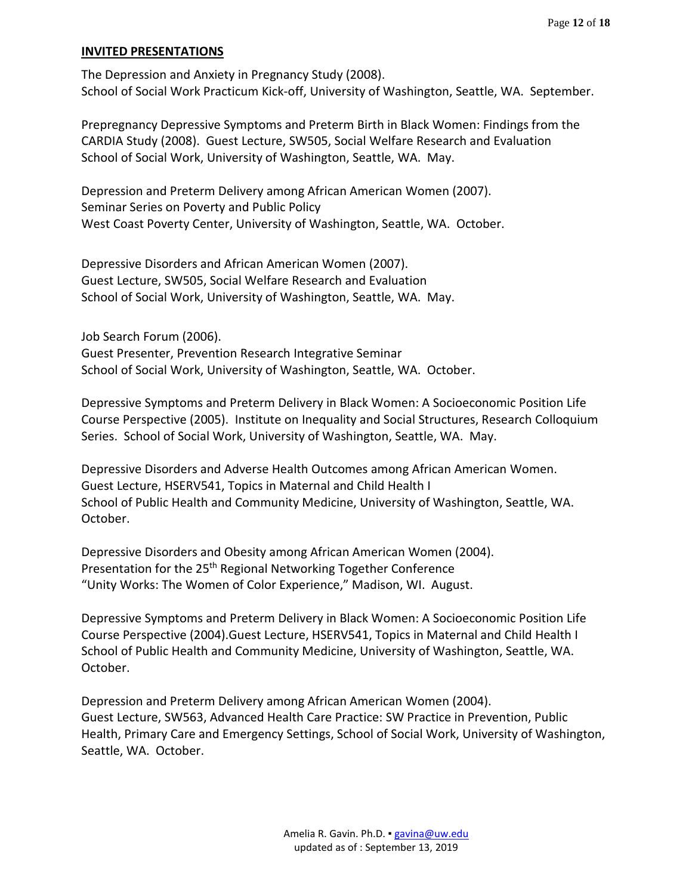## INVITED PRESENTATIONS

The Depression and Anxiety in Pregnancy Study (2008).
School of Social Work Practicum Kick-off, University of Washington, Seattle, WA. September.

Prepregnancy Depressive Symptoms and Preterm Birth in Black Women: Findings from the CARDIA Study (2008). Guest Lecture, SW505, Social Welfare Research and Evaluation
School of Social Work, University of Washington, Seattle, WA. May.

Depression and Preterm Delivery among African American Women (2007).
Seminar Series on Poverty and Public Policy
West Coast Poverty Center, University of Washington, Seattle, WA. October.

Depressive Disorders and African American Women (2007).
Guest Lecture, SW505, Social Welfare Research and Evaluation
School of Social Work, University of Washington, Seattle, WA. May.

Job Search Forum (2006).
Guest Presenter, Prevention Research Integrative Seminar
School of Social Work, University of Washington, Seattle, WA. October.

Depressive Symptoms and Preterm Delivery in Black Women: A Socioeconomic Position Life Course Perspective (2005). Institute on Inequality and Social Structures, Research Colloquium Series. School of Social Work, University of Washington, Seattle, WA. May.

Depressive Disorders and Adverse Health Outcomes among African American Women.
Guest Lecture, HSERV541, Topics in Maternal and Child Health I
School of Public Health and Community Medicine, University of Washington, Seattle, WA. October.

Depressive Disorders and Obesity among African American Women (2004).
Presentation for the 25th Regional Networking Together Conference
"Unity Works: The Women of Color Experience," Madison, WI. August.

Depressive Symptoms and Preterm Delivery in Black Women: A Socioeconomic Position Life Course Perspective (2004).Guest Lecture, HSERV541, Topics in Maternal and Child Health I
School of Public Health and Community Medicine, University of Washington, Seattle, WA. October.

Depression and Preterm Delivery among African American Women (2004).
Guest Lecture, SW563, Advanced Health Care Practice: SW Practice in Prevention, Public Health, Primary Care and Emergency Settings, School of Social Work, University of Washington, Seattle, WA. October.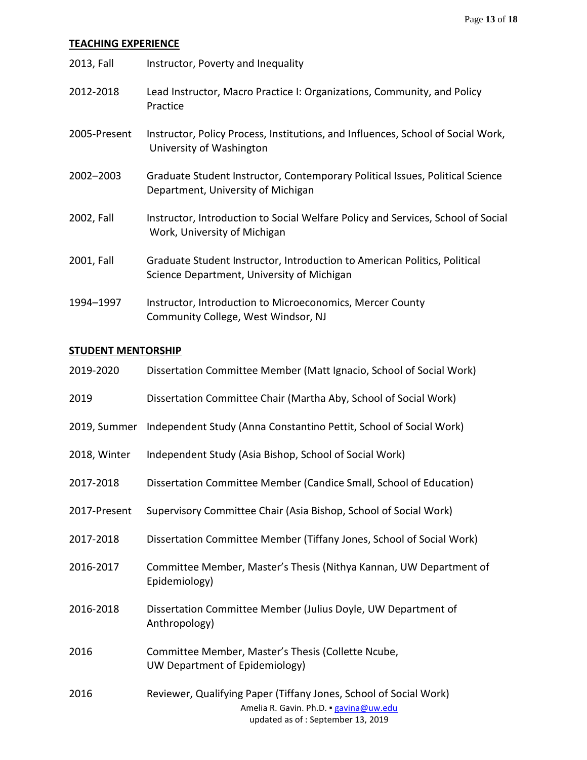## TEACHING EXPERIENCE

| | |
|---|---|
| 2013, Fall | Instructor, Poverty and Inequality |
| 2012-2018 | Lead Instructor, Macro Practice I: Organizations, Community, and Policy Practice |
| 2005-Present | Instructor, Policy Process, Institutions, and Influences, School of Social Work, University of Washington |
| 2002–2003 | Graduate Student Instructor, Contemporary Political Issues, Political Science Department, University of Michigan |
| 2002, Fall | Instructor, Introduction to Social Welfare Policy and Services, School of Social Work, University of Michigan |
| 2001, Fall | Graduate Student Instructor, Introduction to American Politics, Political Science Department, University of Michigan |
| 1994–1997 | Instructor, Introduction to Microeconomics, Mercer County Community College, West Windsor, NJ |

## STUDENT MENTORSHIP

| | |
|---|---|
| 2019-2020 | Dissertation Committee Member (Matt Ignacio, School of Social Work) |
| 2019 | Dissertation Committee Chair (Martha Aby, School of Social Work) |
| 2019, Summer | Independent Study (Anna Constantino Pettit, School of Social Work) |
| 2018, Winter | Independent Study (Asia Bishop, School of Social Work) |
| 2017-2018 | Dissertation Committee Member (Candice Small, School of Education) |
| 2017-Present | Supervisory Committee Chair (Asia Bishop, School of Social Work) |
| 2017-2018 | Dissertation Committee Member (Tiffany Jones, School of Social Work) |
| 2016-2017 | Committee Member, Master's Thesis (Nithya Kannan, UW Department of Epidemiology) |
| 2016-2018 | Dissertation Committee Member (Julius Doyle, UW Department of Anthropology) |
| 2016 | Committee Member, Master's Thesis (Collette Ncube, UW Department of Epidemiology) |
| 2016 | Reviewer, Qualifying Paper (Tiffany Jones, School of Social Work) |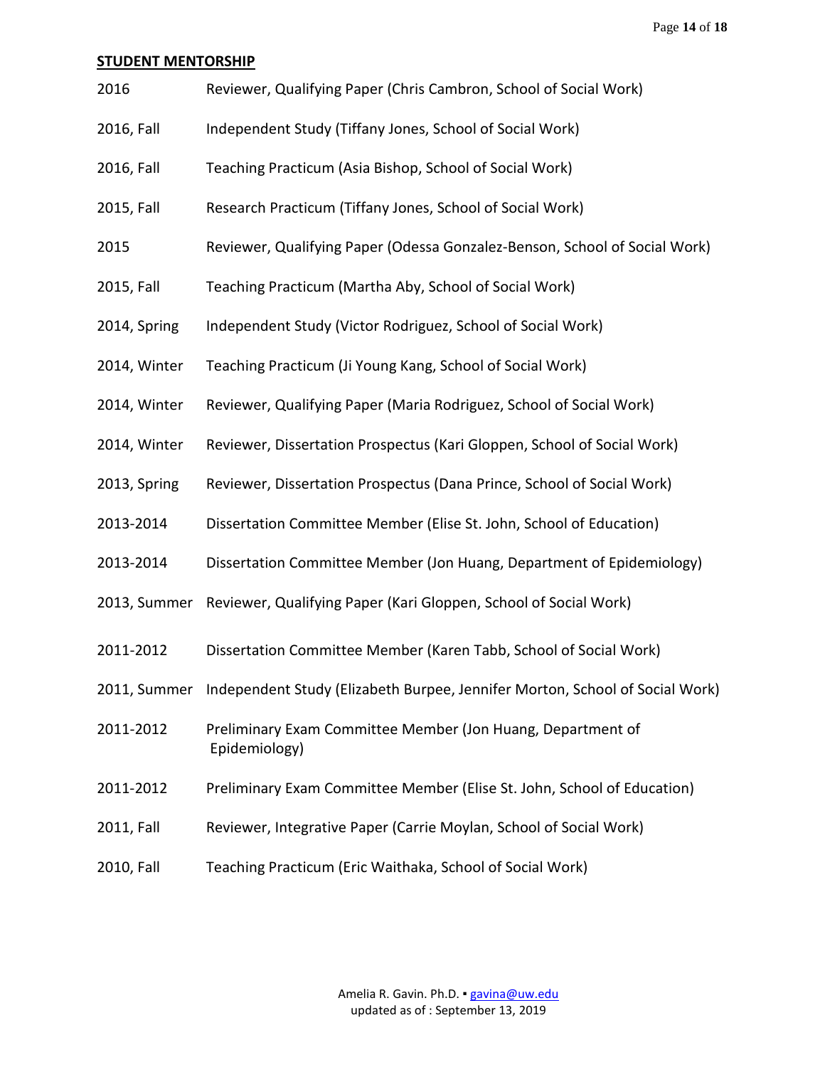## STUDENT MENTORSHIP

| | |
|---|---|
| 2016 | Reviewer, Qualifying Paper (Chris Cambron, School of Social Work) |
| 2016, Fall | Independent Study (Tiffany Jones, School of Social Work) |
| 2016, Fall | Teaching Practicum (Asia Bishop, School of Social Work) |
| 2015, Fall | Research Practicum (Tiffany Jones, School of Social Work) |
| 2015 | Reviewer, Qualifying Paper (Odessa Gonzalez-Benson, School of Social Work) |
| 2015, Fall | Teaching Practicum (Martha Aby, School of Social Work) |
| 2014, Spring | Independent Study (Victor Rodriguez, School of Social Work) |
| 2014, Winter | Teaching Practicum (Ji Young Kang, School of Social Work) |
| 2014, Winter | Reviewer, Qualifying Paper (Maria Rodriguez, School of Social Work) |
| 2014, Winter | Reviewer, Dissertation Prospectus (Kari Gloppen, School of Social Work) |
| 2013, Spring | Reviewer, Dissertation Prospectus (Dana Prince, School of Social Work) |
| 2013-2014 | Dissertation Committee Member (Elise St. John, School of Education) |
| 2013-2014 | Dissertation Committee Member (Jon Huang, Department of Epidemiology) |
| 2013, Summer | Reviewer, Qualifying Paper (Kari Gloppen, School of Social Work) |
| 2011-2012 | Dissertation Committee Member (Karen Tabb, School of Social Work) |
| 2011, Summer | Independent Study (Elizabeth Burpee, Jennifer Morton, School of Social Work) |
| 2011-2012 | Preliminary Exam Committee Member (Jon Huang, Department of Epidemiology) |
| 2011-2012 | Preliminary Exam Committee Member (Elise St. John, School of Education) |
| 2011, Fall | Reviewer, Integrative Paper (Carrie Moylan, School of Social Work) |
| 2010, Fall | Teaching Practicum (Eric Waithaka, School of Social Work) |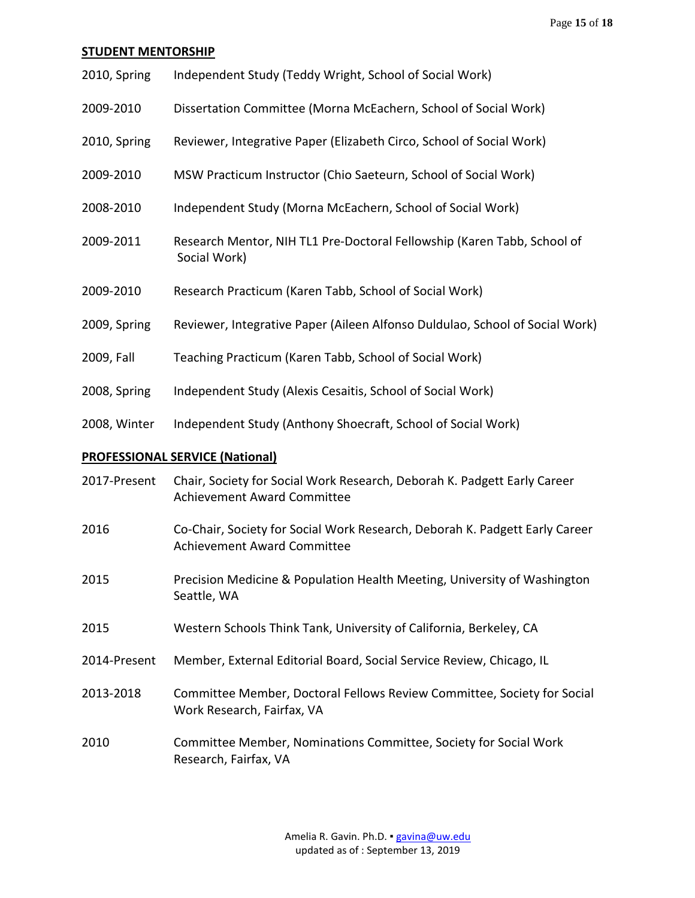## STUDENT MENTORSHIP

2010, Spring Independent Study (Teddy Wright, School of Social Work)

2009-2010 Dissertation Committee (Morna McEachern, School of Social Work)

2010, Spring Reviewer, Integrative Paper (Elizabeth Circo, School of Social Work)

2009-2010 MSW Practicum Instructor (Chio Saeteurn, School of Social Work)

2008-2010 Independent Study (Morna McEachern, School of Social Work)

2009-2011 Research Mentor, NIH TL1 Pre-Doctoral Fellowship (Karen Tabb, School of Social Work)

2009-2010 Research Practicum (Karen Tabb, School of Social Work)

2009, Spring Reviewer, Integrative Paper (Aileen Alfonso Duldulao, School of Social Work)

2009, Fall Teaching Practicum (Karen Tabb, School of Social Work)

2008, Spring Independent Study (Alexis Cesaitis, School of Social Work)

2008, Winter Independent Study (Anthony Shoecraft, School of Social Work)

## PROFESSIONAL SERVICE (National)

2017-Present Chair, Society for Social Work Research, Deborah K. Padgett Early Career Achievement Award Committee

2016 Co-Chair, Society for Social Work Research, Deborah K. Padgett Early Career Achievement Award Committee

2015 Precision Medicine & Population Health Meeting, University of Washington Seattle, WA

2015 Western Schools Think Tank, University of California, Berkeley, CA

2014-Present Member, External Editorial Board, Social Service Review, Chicago, IL

2013-2018 Committee Member, Doctoral Fellows Review Committee, Society for Social Work Research, Fairfax, VA

2010 Committee Member, Nominations Committee, Society for Social Work Research, Fairfax, VA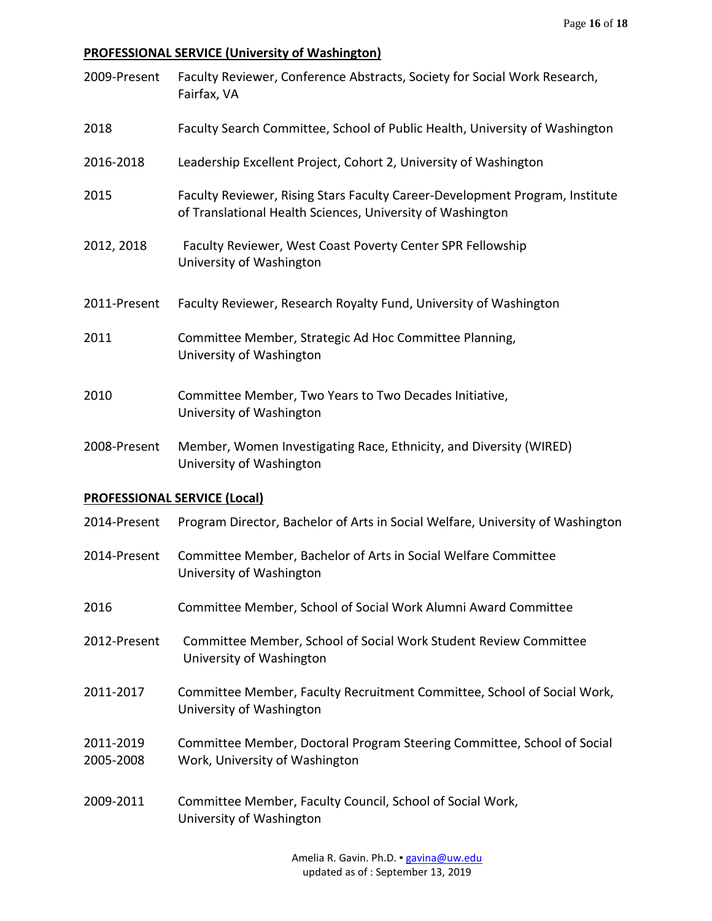**PROFESSIONAL SERVICE (University of Washington)**

| | |
|---|---|
| 2009-Present | Faculty Reviewer, Conference Abstracts, Society for Social Work Research, Fairfax, VA |
| 2018 | Faculty Search Committee, School of Public Health, University of Washington |
| 2016-2018 | Leadership Excellent Project, Cohort 2, University of Washington |
| 2015 | Faculty Reviewer, Rising Stars Faculty Career-Development Program, Institute of Translational Health Sciences, University of Washington |
| 2012, 2018 | Faculty Reviewer, West Coast Poverty Center SPR Fellowship University of Washington |
| 2011-Present | Faculty Reviewer, Research Royalty Fund, University of Washington |
| 2011 | Committee Member, Strategic Ad Hoc Committee Planning, University of Washington |
| 2010 | Committee Member, Two Years to Two Decades Initiative, University of Washington |
| 2008-Present | Member, Women Investigating Race, Ethnicity, and Diversity (WIRED) University of Washington |

**PROFESSIONAL SERVICE (Local)**

| | |
|---|---|
| 2014-Present | Program Director, Bachelor of Arts in Social Welfare, University of Washington |
| 2014-Present | Committee Member, Bachelor of Arts in Social Welfare Committee University of Washington |
| 2016 | Committee Member, School of Social Work Alumni Award Committee |
| 2012-Present | Committee Member, School of Social Work Student Review Committee University of Washington |
| 2011-2017 | Committee Member, Faculty Recruitment Committee, School of Social Work, University of Washington |
| 2011-2019<br>2005-2008 | Committee Member, Doctoral Program Steering Committee, School of Social Work, University of Washington |
| 2009-2011 | Committee Member, Faculty Council, School of Social Work, University of Washington |

Amelia R. Gavin. Ph.D. ▪ gavina@uw.edu
updated as of : September 13, 2019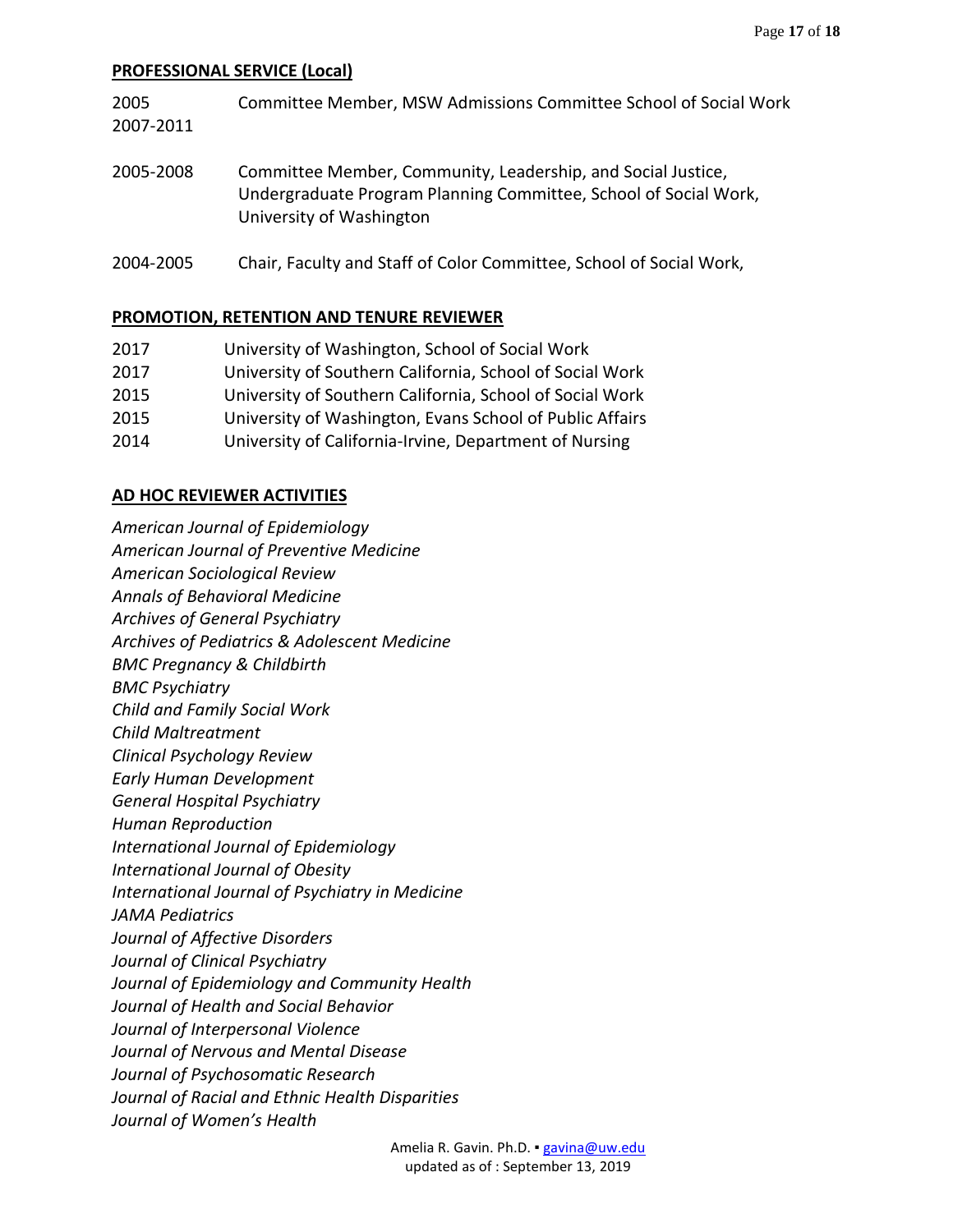## PROFESSIONAL SERVICE (Local)

2005
2007-2011 Committee Member, MSW Admissions Committee School of Social Work

2005-2008 Committee Member, Community, Leadership, and Social Justice, Undergraduate Program Planning Committee, School of Social Work, University of Washington

2004-2005 Chair, Faculty and Staff of Color Committee, School of Social Work,

## PROMOTION, RETENTION AND TENURE REVIEWER

2017 University of Washington, School of Social Work
2017 University of Southern California, School of Social Work
2015 University of Southern California, School of Social Work
2015 University of Washington, Evans School of Public Affairs
2014 University of California-Irvine, Department of Nursing

## AD HOC REVIEWER ACTIVITIES

*American Journal of Epidemiology*
*American Journal of Preventive Medicine*
*American Sociological Review*
*Annals of Behavioral Medicine*
*Archives of General Psychiatry*
*Archives of Pediatrics & Adolescent Medicine*
*BMC Pregnancy & Childbirth*
*BMC Psychiatry*
*Child and Family Social Work*
*Child Maltreatment*
*Clinical Psychology Review*
*Early Human Development*
*General Hospital Psychiatry*
*Human Reproduction*
*International Journal of Epidemiology*
*International Journal of Obesity*
*International Journal of Psychiatry in Medicine*
*JAMA Pediatrics*
*Journal of Affective Disorders*
*Journal of Clinical Psychiatry*
*Journal of Epidemiology and Community Health*
*Journal of Health and Social Behavior*
*Journal of Interpersonal Violence*
*Journal of Nervous and Mental Disease*
*Journal of Psychosomatic Research*
*Journal of Racial and Ethnic Health Disparities*
*Journal of Women's Health*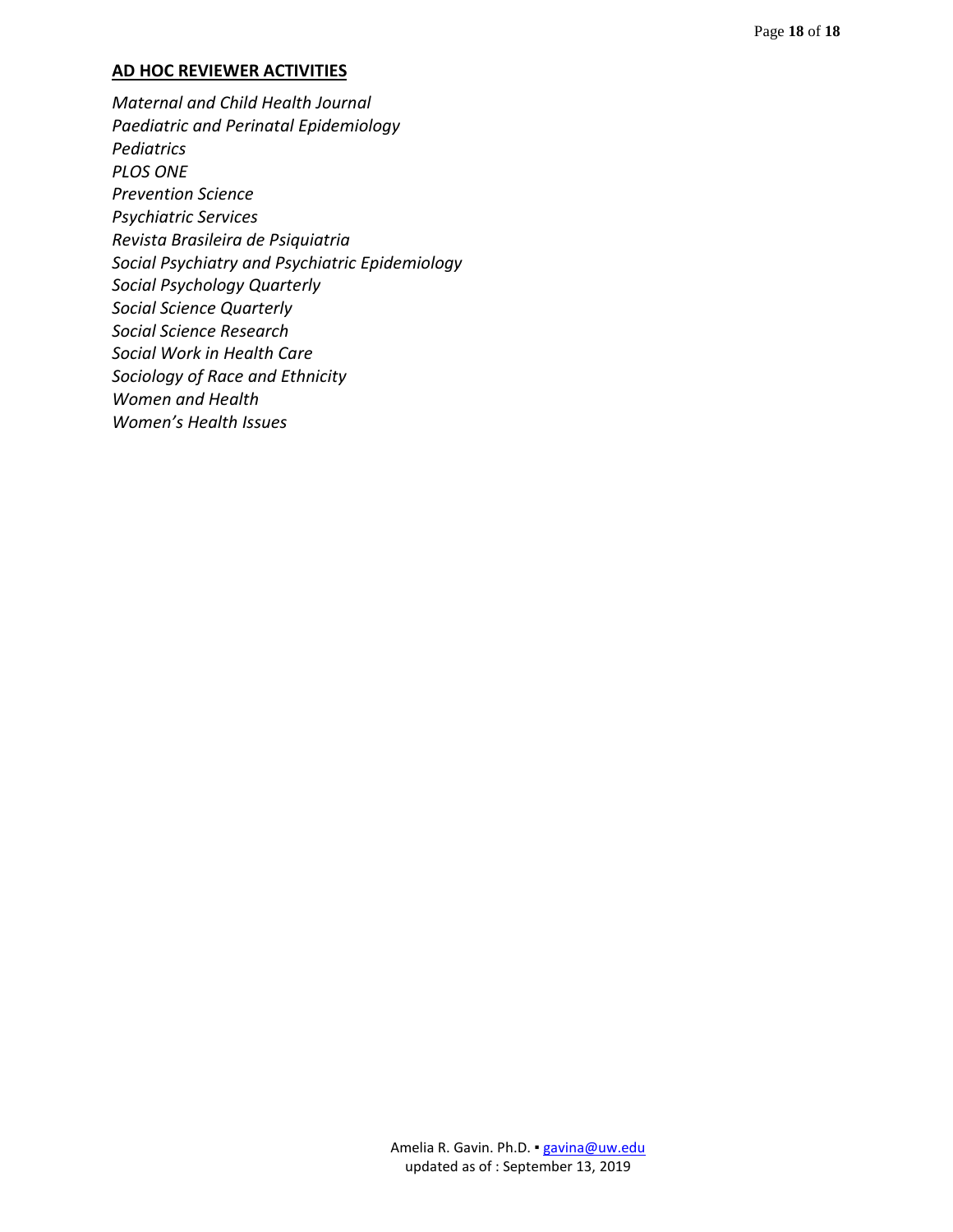## **AD HOC REVIEWER ACTIVITIES**

*Maternal and Child Health Journal*
*Paediatric and Perinatal Epidemiology*
*Pediatrics*
*PLOS ONE*
*Prevention Science*
*Psychiatric Services*
*Revista Brasileira de Psiquiatria*
*Social Psychiatry and Psychiatric Epidemiology*
*Social Psychology Quarterly*
*Social Science Quarterly*
*Social Science Research*
*Social Work in Health Care*
*Sociology of Race and Ethnicity*
*Women and Health*
*Women's Health Issues*